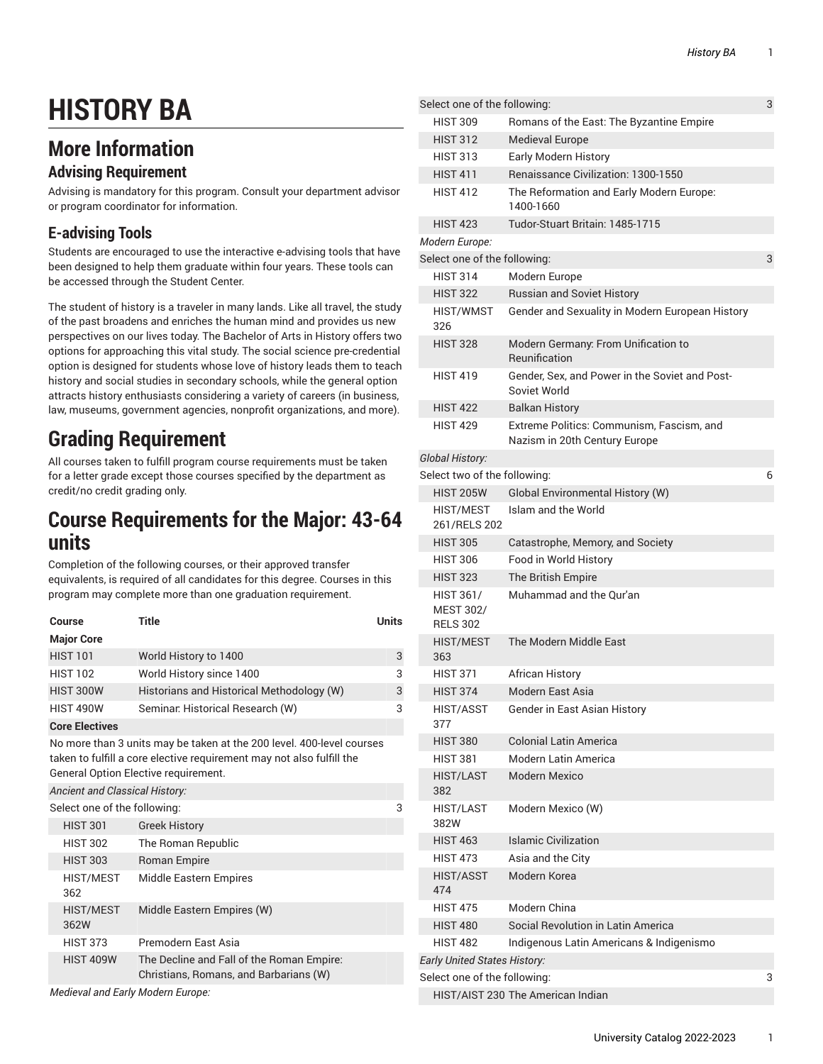# HISTORY BA

## More Information

### Advising Requirement

Advising is mandatory for this program. Consult your department advisor or program coordinator for information.

### E-advising Tools

Students are encouraged to use the interactive e-advising tools that have been designed to help them graduate within four years. These tools can be accessed through the Student Center.

The student of history is a traveler in many lands. Like all travel, the study of the past broadens and enriches the human mind and provides us new perspectives on our lives today. The Bachelor of Arts in History offers two options for approaching this vital study. The social science pre-credential option is designed for students whose love of history leads them to teach history and social studies in secondary schools, while the general option attracts history enthusiasts considering a variety of careers (in business, law, museums, government agencies, nonprofit organizations, and more).

# Grading Requirement

All courses taken to fulfill program course requirements must be taken for a letter grade except those courses specified by the department as credit/no credit grading only.

# Course Requirements for the Major: 43-64 units

Completion of the following courses, or their approved transfer equivalents, is required of all candidates for this degree. Courses in this program may complete more than one graduation requirement.

| Course | Title | Units |
|---|---|---|
| **Major Core** | | |
| HIST 101 | World History to 1400 | 3 |
| HIST 102 | World History since 1400 | 3 |
| HIST 300W | Historians and Historical Methodology (W) | 3 |
| HIST 490W | Seminar: Historical Research (W) | 3 |
| **Core Electives** | | |
| No more than 3 units may be taken at the 200 level. 400-level courses taken to fulfill a core elective requirement may not also fulfill the General Option Elective requirement. | | |
| *Ancient and Classical History:* | | |
| Select one of the following: | | 3 |
| HIST 301 | Greek History | |
| HIST 302 | The Roman Republic | |
| HIST 303 | Roman Empire | |
| HIST/MEST 362 | Middle Eastern Empires | |
| HIST/MEST 362W | Middle Eastern Empires (W) | |
| HIST 373 | Premodern East Asia | |
| HIST 409W | The Decline and Fall of the Roman Empire: Christians, Romans, and Barbarians (W) | |
| *Medieval and Early Modern Europe:* | | |
| Select one of the following: | | 3 |
| HIST 309 | Romans of the East: The Byzantine Empire | |
| HIST 312 | Medieval Europe | |
| HIST 313 | Early Modern History | |
| HIST 411 | Renaissance Civilization: 1300-1550 | |
| HIST 412 | The Reformation and Early Modern Europe: 1400-1660 | |
| HIST 423 | Tudor-Stuart Britain: 1485-1715 | |
| *Modern Europe:* | | |
| Select one of the following: | | 3 |
| HIST 314 | Modern Europe | |
| HIST 322 | Russian and Soviet History | |
| HIST/WMST 326 | Gender and Sexuality in Modern European History | |
| HIST 328 | Modern Germany: From Unification to Reunification | |
| HIST 419 | Gender, Sex, and Power in the Soviet and Post-Soviet World | |
| HIST 422 | Balkan History | |
| HIST 429 | Extreme Politics: Communism, Fascism, and Nazism in 20th Century Europe | |
| *Global History:* | | |
| Select two of the following: | | 6 |
| HIST 205W | Global Environmental History (W) | |
| HIST/MEST 261/RELS 202 | Islam and the World | |
| HIST 305 | Catastrophe, Memory, and Society | |
| HIST 306 | Food in World History | |
| HIST 323 | The British Empire | |
| HIST 361/ MEST 302/ RELS 302 | Muhammad and the Qur'an | |
| HIST/MEST 363 | The Modern Middle East | |
| HIST 371 | African History | |
| HIST 374 | Modern East Asia | |
| HIST/ASST 377 | Gender in East Asian History | |
| HIST 380 | Colonial Latin America | |
| HIST 381 | Modern Latin America | |
| HIST/LAST 382 | Modern Mexico | |
| HIST/LAST 382W | Modern Mexico (W) | |
| HIST 463 | Islamic Civilization | |
| HIST 473 | Asia and the City | |
| HIST/ASST 474 | Modern Korea | |
| HIST 475 | Modern China | |
| HIST 480 | Social Revolution in Latin America | |
| HIST 482 | Indigenous Latin Americans & Indigenismo | |
| *Early United States History:* | | |
| Select one of the following: | | 3 |
| HIST/AIST 230 | The American Indian | |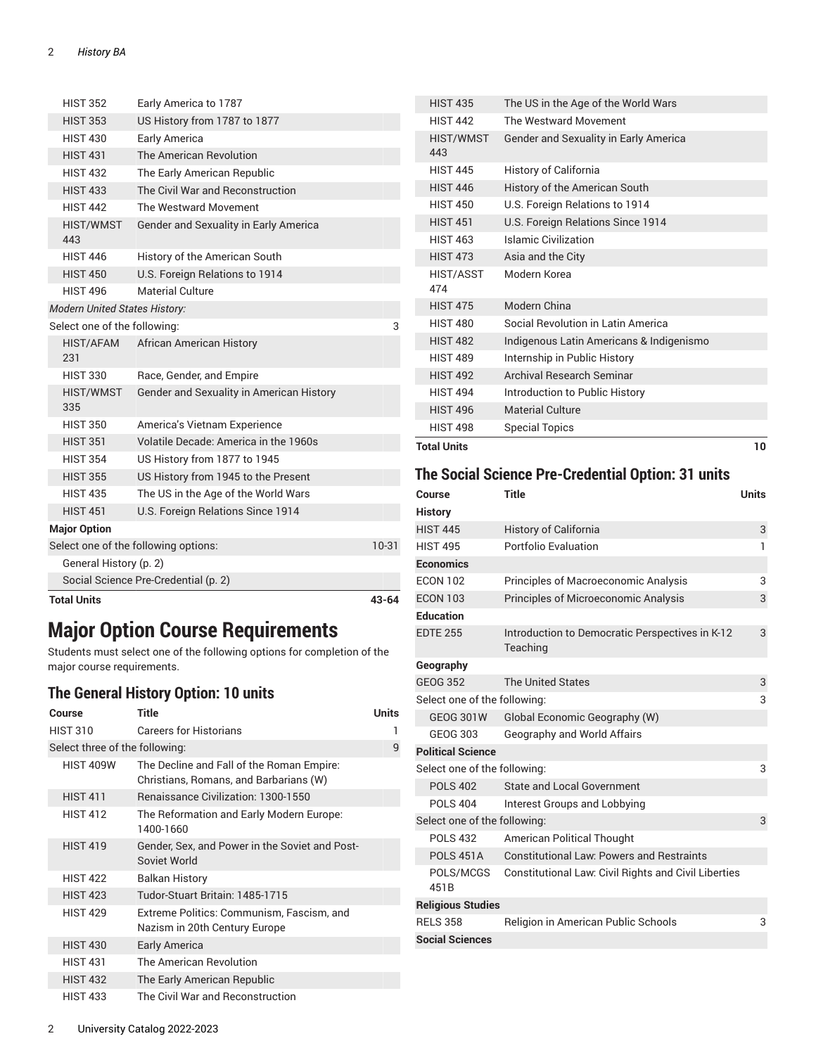| Course | Title | Units |
|---|---|---|
| HIST 352 | Early America to 1787 | |
| HIST 353 | US History from 1787 to 1877 | |
| HIST 430 | Early America | |
| HIST 431 | The American Revolution | |
| HIST 432 | The Early American Republic | |
| HIST 433 | The Civil War and Reconstruction | |
| HIST 442 | The Westward Movement | |
| HIST/WMST 443 | Gender and Sexuality in Early America | |
| HIST 446 | History of the American South | |
| HIST 450 | U.S. Foreign Relations to 1914 | |
| HIST 496 | Material Culture | |
| *Modern United States History:* | | |
| Select one of the following: | | 3 |
| HIST/AFAM 231 | African American History | |
| HIST 330 | Race, Gender, and Empire | |
| HIST/WMST 335 | Gender and Sexuality in American History | |
| HIST 350 | America's Vietnam Experience | |
| HIST 351 | Volatile Decade: America in the 1960s | |
| HIST 354 | US History from 1877 to 1945 | |
| HIST 355 | US History from 1945 to the Present | |
| HIST 435 | The US in the Age of the World Wars | |
| HIST 451 | U.S. Foreign Relations Since 1914 | |
| **Major Option** | | |
| Select one of the following options: | | 10-31 |
| General History (p. 2) | | |
| Social Science Pre-Credential (p. 2) | | |
| **Total Units** | | **43-64** |

# Major Option Course Requirements

Students must select one of the following options for completion of the major course requirements.

## The General History Option: 10 units

| Course | Title | Units |
|---|---|---|
| HIST 310 | Careers for Historians | 1 |
| Select three of the following: | | 9 |
| HIST 409W | The Decline and Fall of the Roman Empire: Christians, Romans, and Barbarians (W) | |
| HIST 411 | Renaissance Civilization: 1300-1550 | |
| HIST 412 | The Reformation and Early Modern Europe: 1400-1660 | |
| HIST 419 | Gender, Sex, and Power in the Soviet and Post-Soviet World | |
| HIST 422 | Balkan History | |
| HIST 423 | Tudor-Stuart Britain: 1485-1715 | |
| HIST 429 | Extreme Politics: Communism, Fascism, and Nazism in 20th Century Europe | |
| HIST 430 | Early America | |
| HIST 431 | The American Revolution | |
| HIST 432 | The Early American Republic | |
| HIST 433 | The Civil War and Reconstruction | |
| HIST 435 | The US in the Age of the World Wars | |
| HIST 442 | The Westward Movement | |
| HIST/WMST 443 | Gender and Sexuality in Early America | |
| HIST 445 | History of California | |
| HIST 446 | History of the American South | |
| HIST 450 | U.S. Foreign Relations to 1914 | |
| HIST 451 | U.S. Foreign Relations Since 1914 | |
| HIST 463 | Islamic Civilization | |
| HIST 473 | Asia and the City | |
| HIST/ASST 474 | Modern Korea | |
| HIST 475 | Modern China | |
| HIST 480 | Social Revolution in Latin America | |
| HIST 482 | Indigenous Latin Americans & Indigenismo | |
| HIST 489 | Internship in Public History | |
| HIST 492 | Archival Research Seminar | |
| HIST 494 | Introduction to Public History | |
| HIST 496 | Material Culture | |
| HIST 498 | Special Topics | |
| **Total Units** | | **10** |

## The Social Science Pre-Credential Option: 31 units

| Course | Title | Units |
|---|---|---|
| **History** | | |
| HIST 445 | History of California | 3 |
| HIST 495 | Portfolio Evaluation | 1 |
| **Economics** | | |
| ECON 102 | Principles of Macroeconomic Analysis | 3 |
| ECON 103 | Principles of Microeconomic Analysis | 3 |
| **Education** | | |
| EDTE 255 | Introduction to Democratic Perspectives in K-12 Teaching | 3 |
| **Geography** | | |
| GEOG 352 | The United States | 3 |
| Select one of the following: | | 3 |
| GEOG 301W | Global Economic Geography (W) | |
| GEOG 303 | Geography and World Affairs | |
| **Political Science** | | |
| Select one of the following: | | 3 |
| POLS 402 | State and Local Government | |
| POLS 404 | Interest Groups and Lobbying | |
| Select one of the following: | | 3 |
| POLS 432 | American Political Thought | |
| POLS 451A | Constitutional Law: Powers and Restraints | |
| POLS/MCGS 451B | Constitutional Law: Civil Rights and Civil Liberties | |
| **Religious Studies** | | |
| RELS 358 | Religion in American Public Schools | 3 |
| **Social Sciences** | | |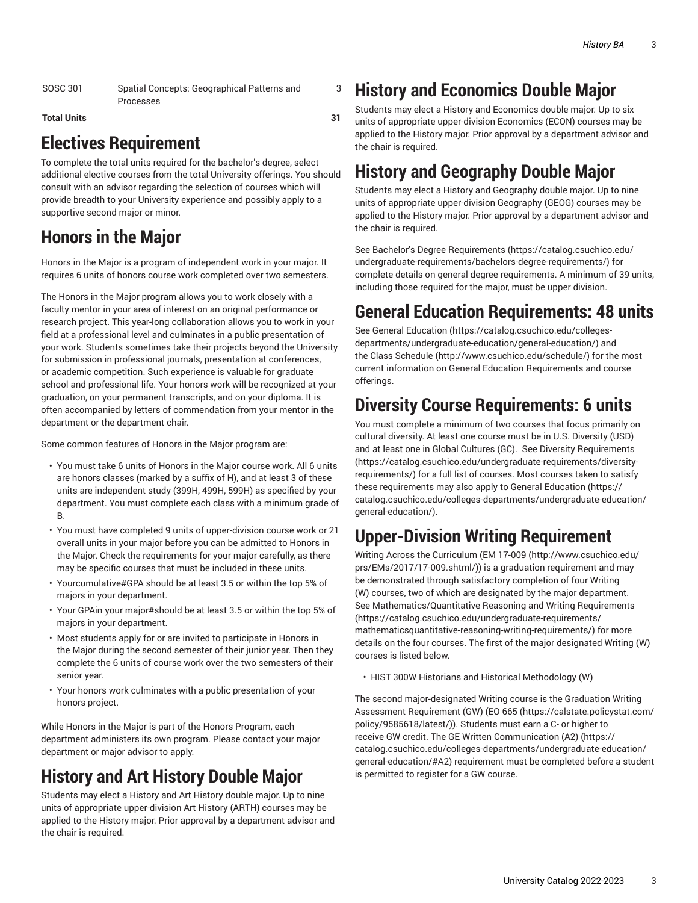| | | |
|---|---|---|
| SOSC 301 | Spatial Concepts: Geographical Patterns and Processes | 3 |
| **Total Units** | | **31** |

# Electives Requirement

To complete the total units required for the bachelor's degree, select additional elective courses from the total University offerings. You should consult with an advisor regarding the selection of courses which will provide breadth to your University experience and possibly apply to a supportive second major or minor.

# Honors in the Major

Honors in the Major is a program of independent work in your major. It requires 6 units of honors course work completed over two semesters.

The Honors in the Major program allows you to work closely with a faculty mentor in your area of interest on an original performance or research project. This year-long collaboration allows you to work in your field at a professional level and culminates in a public presentation of your work. Students sometimes take their projects beyond the University for submission in professional journals, presentation at conferences, or academic competition. Such experience is valuable for graduate school and professional life. Your honors work will be recognized at your graduation, on your permanent transcripts, and on your diploma. It is often accompanied by letters of commendation from your mentor in the department or the department chair.

Some common features of Honors in the Major program are:

- You must take 6 units of Honors in the Major course work. All 6 units are honors classes (marked by a suffix of H), and at least 3 of these units are independent study (399H, 499H, 599H) as specified by your department. You must complete each class with a minimum grade of B.
- You must have completed 9 units of upper-division course work or 21 overall units in your major before you can be admitted to Honors in the Major. Check the requirements for your major carefully, as there may be specific courses that must be included in these units.
- Yourcumulative#GPA should be at least 3.5 or within the top 5% of majors in your department.
- Your GPAin your major#should be at least 3.5 or within the top 5% of majors in your department.
- Most students apply for or are invited to participate in Honors in the Major during the second semester of their junior year. Then they complete the 6 units of course work over the two semesters of their senior year.
- Your honors work culminates with a public presentation of your honors project.

While Honors in the Major is part of the Honors Program, each department administers its own program. Please contact your major department or major advisor to apply.

# History and Art History Double Major

Students may elect a History and Art History double major. Up to nine units of appropriate upper-division Art History (ARTH) courses may be applied to the History major. Prior approval by a department advisor and the chair is required.

# History and Economics Double Major

Students may elect a History and Economics double major. Up to six units of appropriate upper-division Economics (ECON) courses may be applied to the History major. Prior approval by a department advisor and the chair is required.

# History and Geography Double Major

Students may elect a History and Geography double major. Up to nine units of appropriate upper-division Geography (GEOG) courses may be applied to the History major. Prior approval by a department advisor and the chair is required.

See Bachelor's Degree Requirements (https://catalog.csuchico.edu/undergraduate-requirements/bachelors-degree-requirements/) for complete details on general degree requirements. A minimum of 39 units, including those required for the major, must be upper division.

# General Education Requirements: 48 units

See General Education (https://catalog.csuchico.edu/colleges-departments/undergraduate-education/general-education/) and the Class Schedule (http://www.csuchico.edu/schedule/) for the most current information on General Education Requirements and course offerings.

# Diversity Course Requirements: 6 units

You must complete a minimum of two courses that focus primarily on cultural diversity. At least one course must be in U.S. Diversity (USD) and at least one in Global Cultures (GC). See Diversity Requirements (https://catalog.csuchico.edu/undergraduate-requirements/diversity-requirements/) for a full list of courses. Most courses taken to satisfy these requirements may also apply to General Education (https://catalog.csuchico.edu/colleges-departments/undergraduate-education/general-education/).

# Upper-Division Writing Requirement

Writing Across the Curriculum (EM 17-009 (http://www.csuchico.edu/prs/EMs/2017/17-009.shtml/)) is a graduation requirement and may be demonstrated through satisfactory completion of four Writing (W) courses, two of which are designated by the major department. See Mathematics/Quantitative Reasoning and Writing Requirements (https://catalog.csuchico.edu/undergraduate-requirements/mathematicsquantitative-reasoning-writing-requirements/) for more details on the four courses. The first of the major designated Writing (W) courses is listed below.

- HIST 300W Historians and Historical Methodology (W)

The second major-designated Writing course is the Graduation Writing Assessment Requirement (GW) (EO 665 (https://calstate.policystat.com/policy/9585618/latest/)). Students must earn a C- or higher to receive GW credit. The GE Written Communication (A2) (https://catalog.csuchico.edu/colleges-departments/undergraduate-education/general-education/#A2) requirement must be completed before a student is permitted to register for a GW course.